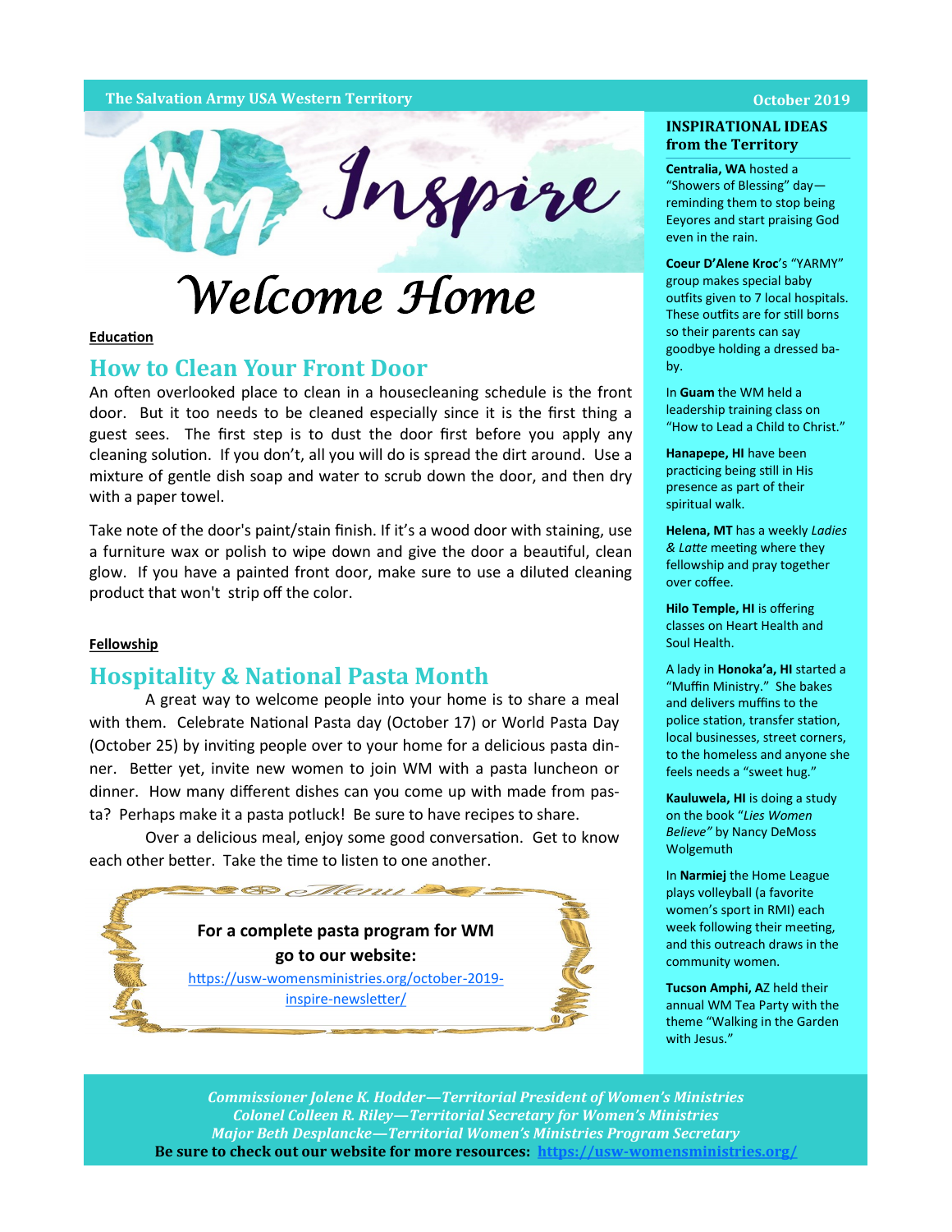The Salvation Army USA Western Territory

October 2019

# Inspire

# Welcome Home

**Education**

## How to Clean Your Front Door

An often overlooked place to clean in a housecleaning schedule is the front door. But it too needs to be cleaned especially since it is the first thing a guest sees. The first step is to dust the door first before you apply any cleaning solution. If you don't, all you will do is spread the dirt around. Use a mixture of gentle dish soap and water to scrub down the door, and then dry with a paper towel.

Take note of the door's paint/stain finish. If it's a wood door with staining, use a furniture wax or polish to wipe down and give the door a beautiful, clean glow. If you have a painted front door, make sure to use a diluted cleaning product that won't strip off the color.

**Fellowship**

## Hospitality & National Pasta Month

A great way to welcome people into your home is to share a meal with them. Celebrate National Pasta day (October 17) or World Pasta Day (October 25) by inviting people over to your home for a delicious pasta dinner. Better yet, invite new women to join WM with a pasta luncheon or dinner. How many different dishes can you come up with made from pasta? Perhaps make it a pasta potluck! Be sure to have recipes to share.

Over a delicious meal, enjoy some good conversation. Get to know each other better. Take the time to listen to one another.

Menu

**For a complete pasta program for WM go to our website:**

https://usw-womensministries.org/october-2019-inspire-newsletter/

### INSPIRATIONAL IDEAS from the Territory

**Centralia, WA** hosted a "Showers of Blessing" day—reminding them to stop being Eeyores and start praising God even in the rain.

**Coeur D'Alene Kroc**'s "YARMY" group makes special baby outfits given to 7 local hospitals. These outfits are for still borns so their parents can say goodbye holding a dressed baby.

In **Guam** the WM held a leadership training class on "How to Lead a Child to Christ."

**Hanapepe, HI** have been practicing being still in His presence as part of their spiritual walk.

**Helena, MT** has a weekly *Ladies & Latte* meeting where they fellowship and pray together over coffee.

**Hilo Temple, HI** is offering classes on Heart Health and Soul Health.

A lady in **Honoka'a, HI** started a "Muffin Ministry." She bakes and delivers muffins to the police station, transfer station, local businesses, street corners, to the homeless and anyone she feels needs a "sweet hug."

**Kauluwela, HI** is doing a study on the book "*Lies Women Believe"* by Nancy DeMoss Wolgemuth

In **Narmiej** the Home League plays volleyball (a favorite women's sport in RMI) each week following their meeting, and this outreach draws in the community women.

**Tucson Amphi, A**Z held their annual WM Tea Party with the theme "Walking in the Garden with Jesus."

*Commissioner Jolene K. Hodder—Territorial President of Women's Ministries*
*Colonel Colleen R. Riley—Territorial Secretary for Women's Ministries*
*Major Beth Desplancke—Territorial Women's Ministries Program Secretary*
**Be sure to check out our website for more resources: https://usw-womensministries.org/**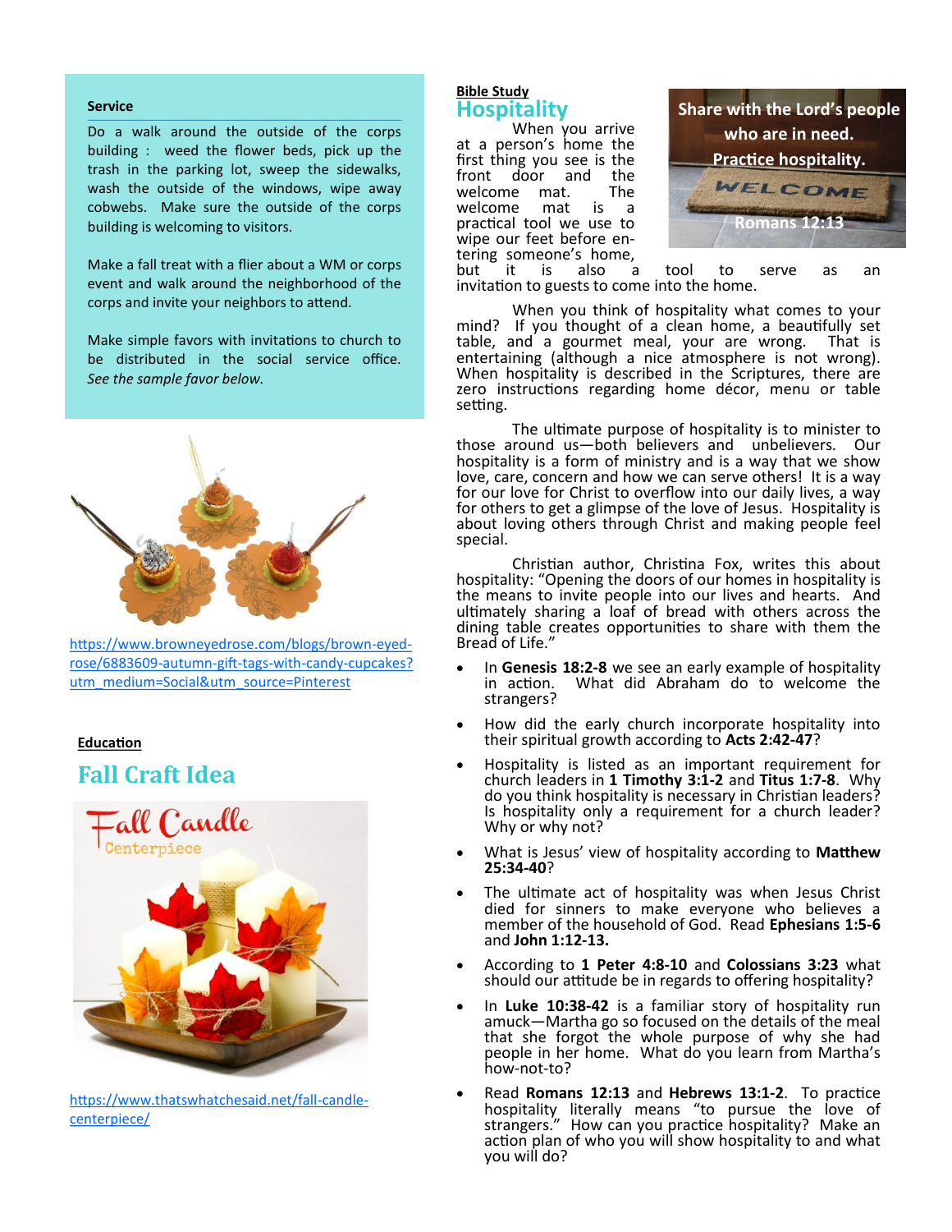## Service

Do a walk around the outside of the corps building : weed the flower beds, pick up the trash in the parking lot, sweep the sidewalks, wash the outside of the windows, wipe away cobwebs. Make sure the outside of the corps building is welcoming to visitors.

Make a fall treat with a flier about a WM or corps event and walk around the neighborhood of the corps and invite your neighbors to attend.

Make simple favors with invitations to church to be distributed in the social service office. *See the sample favor below.*

https://www.browneyedrose.com/blogs/brown-eyed-rose/6883609-autumn-gift-tags-with-candy-cupcakes?utm_medium=Social&utm_source=Pinterest

**Education**

## Fall Craft Idea

Fall Candle Centerpiece

https://www.thatswhatchesaid.net/fall-candle-centerpiece/

**Bible Study**

## Hospitality

Share with the Lord's people who are in need. Practice hospitality.

WELCOME

Romans 12:13

When you arrive at a person's home the first thing you see is the front door and the welcome mat. The welcome mat is a practical tool we use to wipe our feet before entering someone's home, but it is also a tool to serve as an invitation to guests to come into the home.

When you think of hospitality what comes to your mind? If you thought of a clean home, a beautifully set table, and a gourmet meal, your are wrong. That is entertaining (although a nice atmosphere is not wrong). When hospitality is described in the Scriptures, there are zero instructions regarding home décor, menu or table setting.

The ultimate purpose of hospitality is to minister to those around us—both believers and unbelievers. Our hospitality is a form of ministry and is a way that we show love, care, concern and how we can serve others! It is a way for our love for Christ to overflow into our daily lives, a way for others to get a glimpse of the love of Jesus. Hospitality is about loving others through Christ and making people feel special.

Christian author, Christina Fox, writes this about hospitality: "Opening the doors of our homes in hospitality is the means to invite people into our lives and hearts. And ultimately sharing a loaf of bread with others across the dining table creates opportunities to share with them the Bread of Life."

- In **Genesis 18:2-8** we see an early example of hospitality in action. What did Abraham do to welcome the strangers?
- How did the early church incorporate hospitality into their spiritual growth according to **Acts 2:42-47**?
- Hospitality is listed as an important requirement for church leaders in **1 Timothy 3:1-2** and **Titus 1:7-8**. Why do you think hospitality is necessary in Christian leaders? Is hospitality only a requirement for a church leader? Why or why not?
- What is Jesus' view of hospitality according to **Matthew 25:34-40**?
- The ultimate act of hospitality was when Jesus Christ died for sinners to make everyone who believes a member of the household of God. Read **Ephesians 1:5-6** and **John 1:12-13.**
- According to **1 Peter 4:8-10** and **Colossians 3:23** what should our attitude be in regards to offering hospitality?
- In **Luke 10:38-42** is a familiar story of hospitality run amuck—Martha go so focused on the details of the meal that she forgot the whole purpose of why she had people in her home. What do you learn from Martha's how-not-to?
- Read **Romans 12:13** and **Hebrews 13:1-2**. To practice hospitality literally means "to pursue the love of strangers." How can you practice hospitality? Make an action plan of who you will show hospitality to and what you will do?